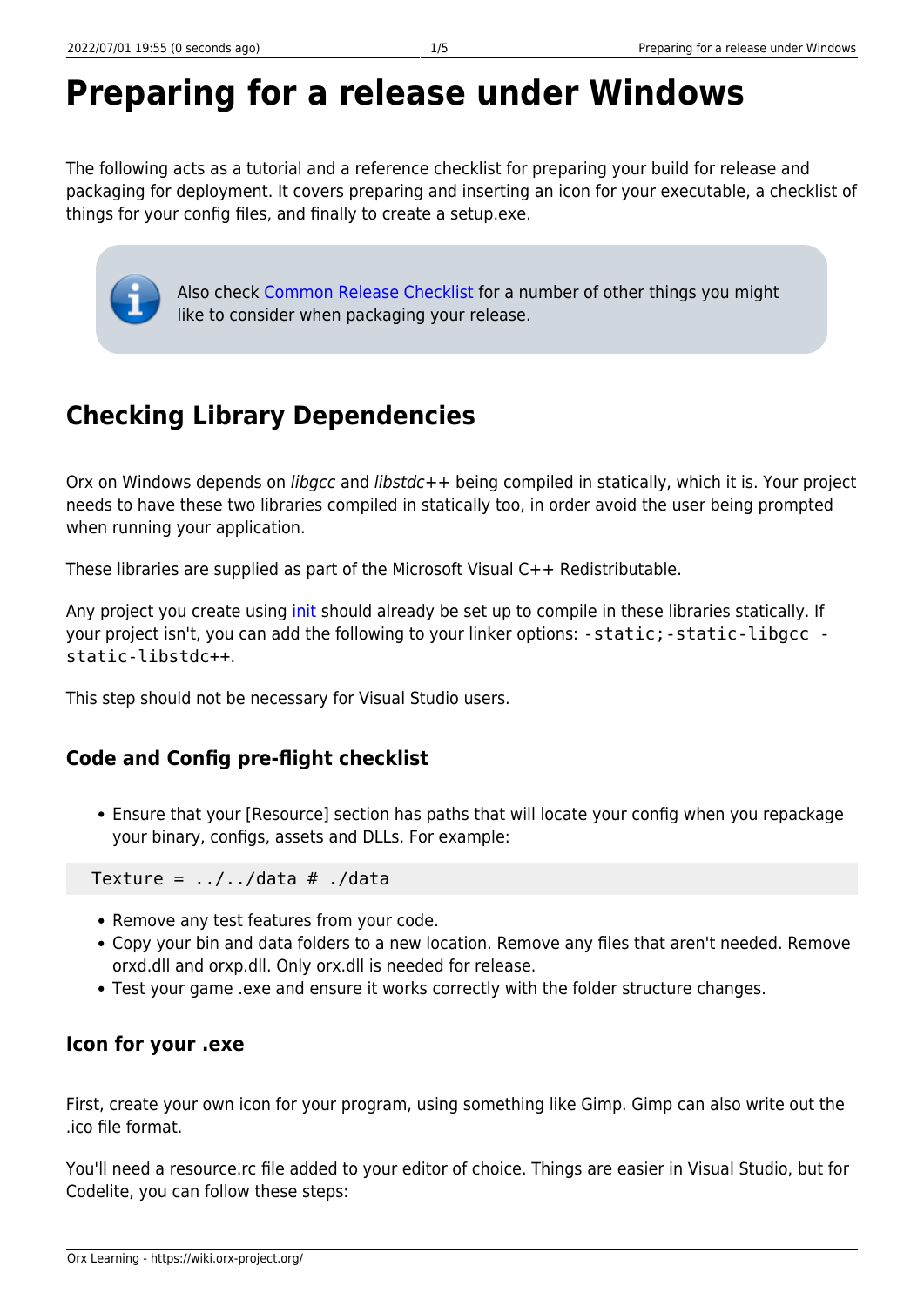# Preparing for a release under Windows

The following acts as a tutorial and a reference checklist for preparing your build for release and packaging for deployment. It covers preparing and inserting an icon for your executable, a checklist of things for your config files, and finally to create a setup.exe.

> Also check Common Release Checklist for a number of other things you might like to consider when packaging your release.

## Checking Library Dependencies

Orx on Windows depends on *libgcc* and *libstdc++* being compiled in statically, which it is. Your project needs to have these two libraries compiled in statically too, in order avoid the user being prompted when running your application.

These libraries are supplied as part of the Microsoft Visual C++ Redistributable.

Any project you create using init should already be set up to compile in these libraries statically. If your project isn't, you can add the following to your linker options: `-static;-static-libgcc -static-libstdc++`.

This step should not be necessary for Visual Studio users.

### Code and Config pre-flight checklist

- Ensure that your [Resource] section has paths that will locate your config when you repackage your binary, configs, assets and DLLs. For example:

```
Texture = ../../data # ./data
```

- Remove any test features from your code.
- Copy your bin and data folders to a new location. Remove any files that aren't needed. Remove orxd.dll and orxp.dll. Only orx.dll is needed for release.
- Test your game .exe and ensure it works correctly with the folder structure changes.

### Icon for your .exe

First, create your own icon for your program, using something like Gimp. Gimp can also write out the .ico file format.

You'll need a resource.rc file added to your editor of choice. Things are easier in Visual Studio, but for Codelite, you can follow these steps: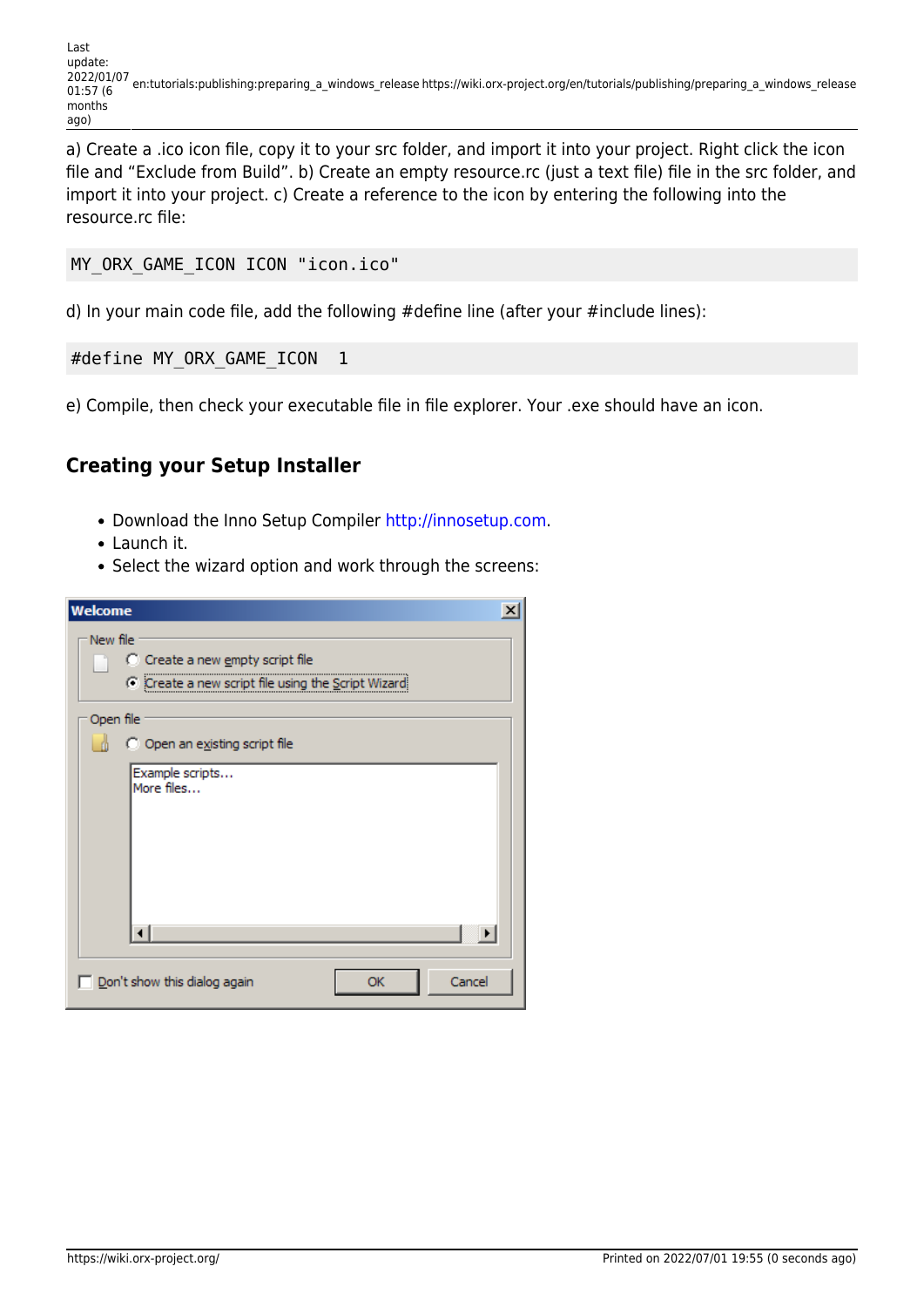a) Create a .ico icon file, copy it to your src folder, and import it into your project. Right click the icon file and "Exclude from Build". b) Create an empty resource.rc (just a text file) file in the src folder, and import it into your project. c) Create a reference to the icon by entering the following into the resource.rc file:

```
MY_ORX_GAME_ICON ICON "icon.ico"
```

d) In your main code file, add the following #define line (after your #include lines):

```
#define MY_ORX_GAME_ICON  1
```

e) Compile, then check your executable file in file explorer. Your .exe should have an icon.

### Creating your Setup Installer

- Download the Inno Setup Compiler http://innosetup.com.
- Launch it.
- Select the wizard option and work through the screens: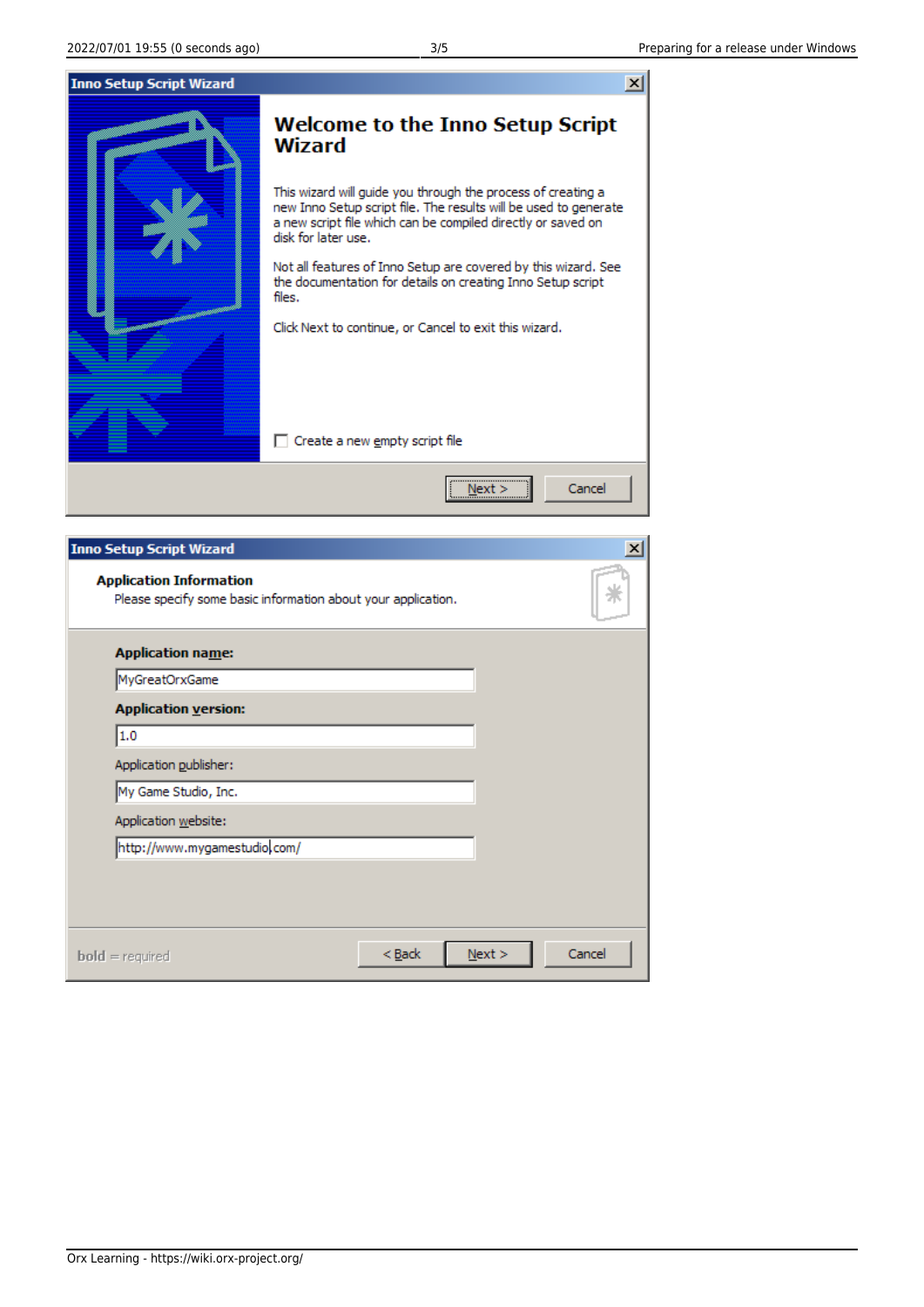**Inno Setup Script Wizard**

## Welcome to the Inno Setup Script Wizard

This wizard will guide you through the process of creating a new Inno Setup script file. The results will be used to generate a new script file which can be compiled directly or saved on disk for later use.

Not all features of Inno Setup are covered by this wizard. See the documentation for details on creating Inno Setup script files.

Click Next to continue, or Cancel to exit this wizard.

☐ Create a new empty script file

Next > | Cancel

**Inno Setup Script Wizard**

**Application Information**

Please specify some basic information about your application.

**Application name:**

MyGreatOrxGame

**Application version:**

1.0

Application publisher:

My Game Studio, Inc.

Application website:

http://www.mygamestudio.com/

**bold** = required

< Back | Next > | Cancel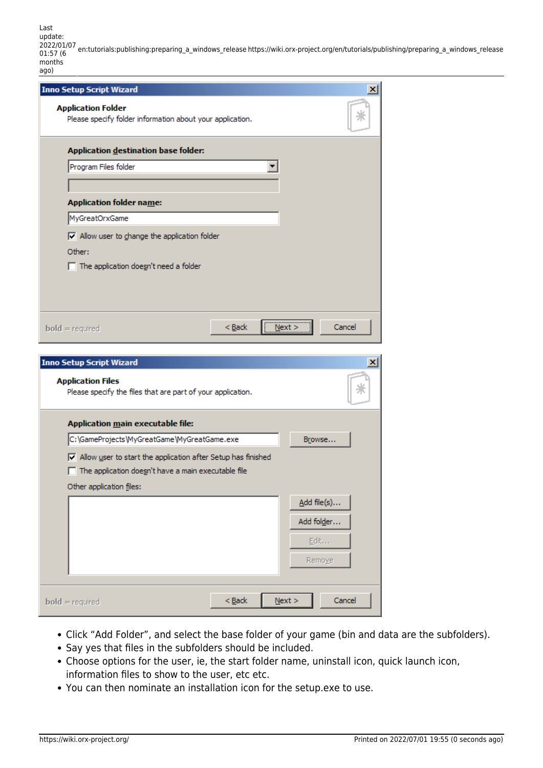- Click “Add Folder”, and select the base folder of your game (bin and data are the subfolders).
- Say yes that files in the subfolders should be included.
- Choose options for the user, ie, the start folder name, uninstall icon, quick launch icon, information files to show to the user, etc etc.
- You can then nominate an installation icon for the setup.exe to use.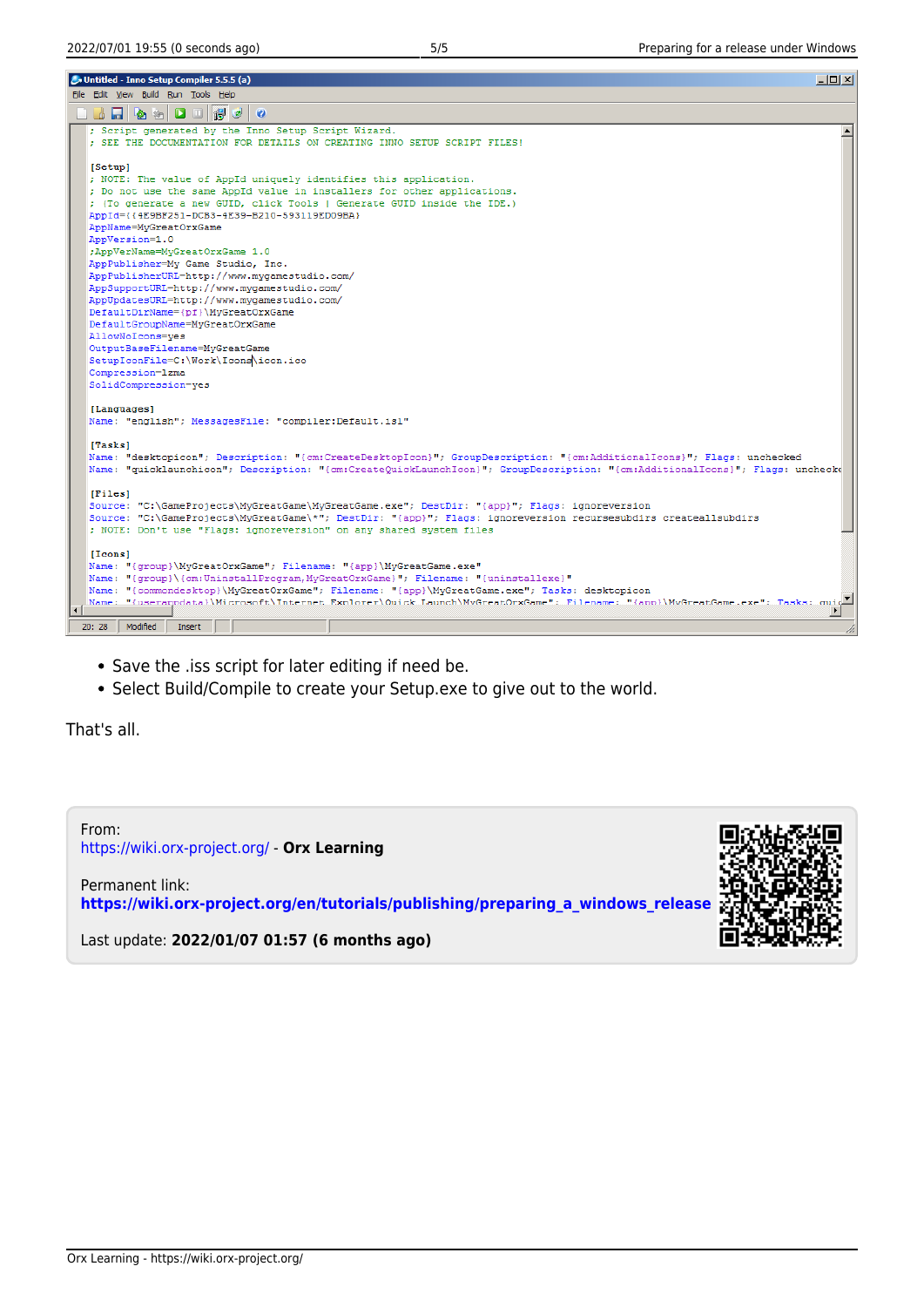```
; Script generated by the Inno Setup Script Wizard.
; SEE THE DOCUMENTATION FOR DETAILS ON CREATING INNO SETUP SCRIPT FILES!

[Setup]
; NOTE: The value of AppId uniquely identifies this application.
; Do not use the same AppId value in installers for other applications.
; (To generate a new GUID, click Tools | Generate GUID inside the IDE.)
AppId={{4E9BF251-DCB3-4E39-B210-593119ED09BA}
AppName=MyGreatOrxGame
AppVersion=1.0
;AppVerName=MyGreatOrxGame 1.0
AppPublisher=My Game Studio, Inc.
AppPublisherURL=http://www.mygamestudio.com/
AppSupportURL=http://www.mygamestudio.com/
AppUpdatesURL=http://www.mygamestudio.com/
DefaultDirName={pf}\MyGreatOrxGame
DefaultGroupName=MyGreatOrxGame
AllowNoIcons=yes
OutputBaseFilename=MyGreatGame
SetupIconFile=C:\Work\Icons\icon.ico
Compression=lzma
SolidCompression=yes

[Languages]
Name: "english"; MessagesFile: "compiler:Default.isl"

[Tasks]
Name: "desktopicon"; Description: "{cm:CreateDesktopIcon}"; GroupDescription: "{cm:AdditionalIcons}"; Flags: unchecked
Name: "quicklaunchicon"; Description: "{cm:CreateQuickLaunchIcon}"; GroupDescription: "{cm:AdditionalIcons}"; Flags: unchecke

[Files]
Source: "C:\GameProjects\MyGreatGame\MyGreatGame.exe"; DestDir: "{app}"; Flags: ignoreversion
Source: "C:\GameProjects\MyGreatGame\*"; DestDir: "{app}"; Flags: ignoreversion recursesubdirs createallsubdirs
; NOTE: Don't use "Flags: ignoreversion" on any shared system files

[Icons]
Name: "{group}\MyGreatOrxGame"; Filename: "{app}\MyGreatGame.exe"
Name: "{group}\{cm:UninstallProgram,MyGreatOrxGame}"; Filename: "{uninstallexe}"
Name: "{commondesktop}\MyGreatOrxGame"; Filename: "{app}\MyGreatGame.exe"; Tasks: desktopicon
Name: "{userappdata}\Microsoft\Internet Explorer\Quick Launch\MyGreatOrxGame"; Filename: "{app}\MyGreatGame.exe"; Tasks: quic
```

- Save the .iss script for later editing if need be.
- Select Build/Compile to create your Setup.exe to give out to the world.

That's all.

From:
https://wiki.orx-project.org/ - **Orx Learning**

Permanent link:
**https://wiki.orx-project.org/en/tutorials/publishing/preparing_a_windows_release**

Last update: **2022/01/07 01:57 (6 months ago)**